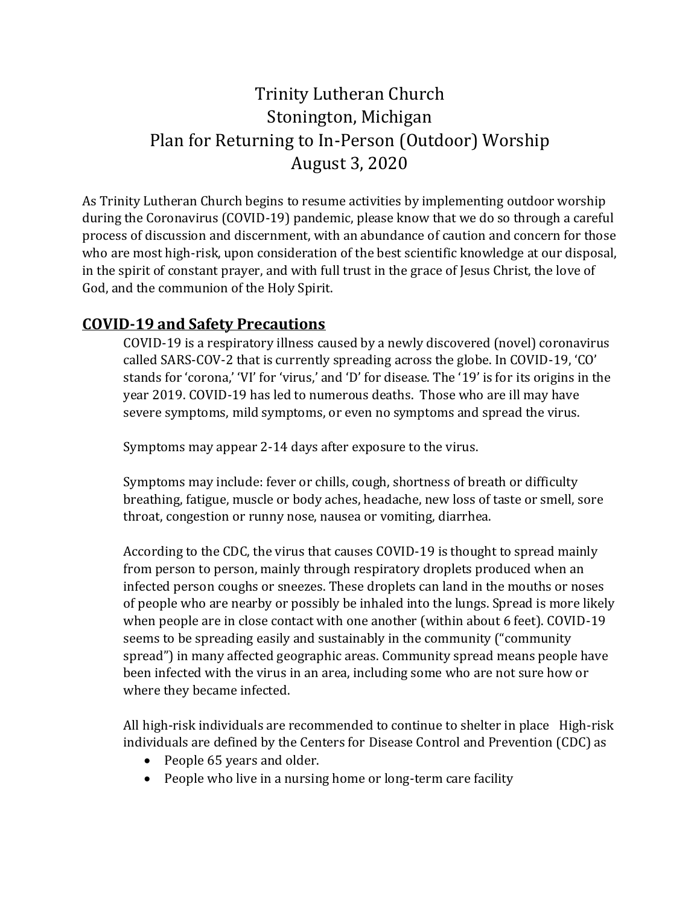# Trinity Lutheran Church
# Stonington, Michigan
# Plan for Returning to In-Person (Outdoor) Worship
# August 3, 2020

As Trinity Lutheran Church begins to resume activities by implementing outdoor worship during the Coronavirus (COVID-19) pandemic, please know that we do so through a careful process of discussion and discernment, with an abundance of caution and concern for those who are most high-risk, upon consideration of the best scientific knowledge at our disposal, in the spirit of constant prayer, and with full trust in the grace of Jesus Christ, the love of God, and the communion of the Holy Spirit.

## COVID-19 and Safety Precautions

COVID-19 is a respiratory illness caused by a newly discovered (novel) coronavirus called SARS-COV-2 that is currently spreading across the globe. In COVID-19, 'CO' stands for 'corona,' 'VI' for 'virus,' and 'D' for disease. The '19' is for its origins in the year 2019. COVID-19 has led to numerous deaths. Those who are ill may have severe symptoms, mild symptoms, or even no symptoms and spread the virus.

Symptoms may appear 2-14 days after exposure to the virus.

Symptoms may include: fever or chills, cough, shortness of breath or difficulty breathing, fatigue, muscle or body aches, headache, new loss of taste or smell, sore throat, congestion or runny nose, nausea or vomiting, diarrhea.

According to the CDC, the virus that causes COVID-19 is thought to spread mainly from person to person, mainly through respiratory droplets produced when an infected person coughs or sneezes. These droplets can land in the mouths or noses of people who are nearby or possibly be inhaled into the lungs. Spread is more likely when people are in close contact with one another (within about 6 feet). COVID-19 seems to be spreading easily and sustainably in the community ("community spread") in many affected geographic areas. Community spread means people have been infected with the virus in an area, including some who are not sure how or where they became infected.

All high-risk individuals are recommended to continue to shelter in place High-risk individuals are defined by the Centers for Disease Control and Prevention (CDC) as

- People 65 years and older.
- People who live in a nursing home or long-term care facility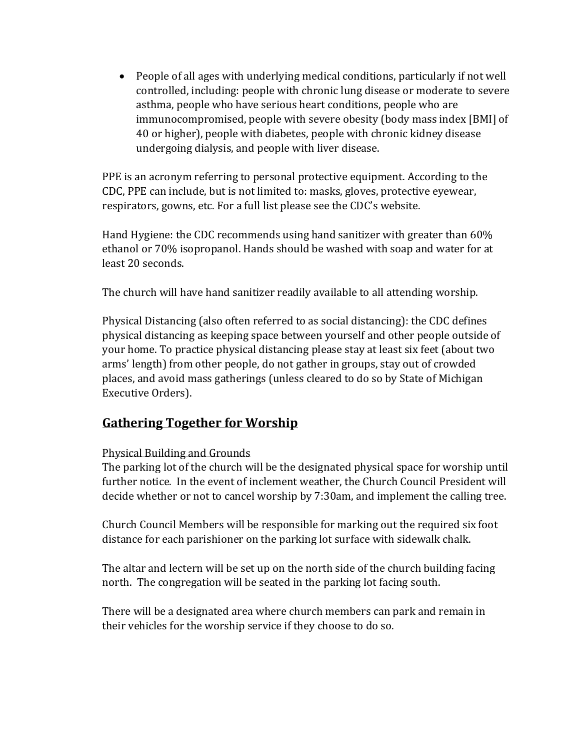- People of all ages with underlying medical conditions, particularly if not well controlled, including: people with chronic lung disease or moderate to severe asthma, people who have serious heart conditions, people who are immunocompromised, people with severe obesity (body mass index [BMI] of 40 or higher), people with diabetes, people with chronic kidney disease undergoing dialysis, and people with liver disease.

PPE is an acronym referring to personal protective equipment. According to the CDC, PPE can include, but is not limited to: masks, gloves, protective eyewear, respirators, gowns, etc. For a full list please see the CDC's website.

Hand Hygiene: the CDC recommends using hand sanitizer with greater than 60% ethanol or 70% isopropanol. Hands should be washed with soap and water for at least 20 seconds.

The church will have hand sanitizer readily available to all attending worship.

Physical Distancing (also often referred to as social distancing): the CDC defines physical distancing as keeping space between yourself and other people outside of your home. To practice physical distancing please stay at least six feet (about two arms' length) from other people, do not gather in groups, stay out of crowded places, and avoid mass gatherings (unless cleared to do so by State of Michigan Executive Orders).

## Gathering Together for Worship

Physical Building and Grounds

The parking lot of the church will be the designated physical space for worship until further notice. In the event of inclement weather, the Church Council President will decide whether or not to cancel worship by 7:30am, and implement the calling tree.

Church Council Members will be responsible for marking out the required six foot distance for each parishioner on the parking lot surface with sidewalk chalk.

The altar and lectern will be set up on the north side of the church building facing north. The congregation will be seated in the parking lot facing south.

There will be a designated area where church members can park and remain in their vehicles for the worship service if they choose to do so.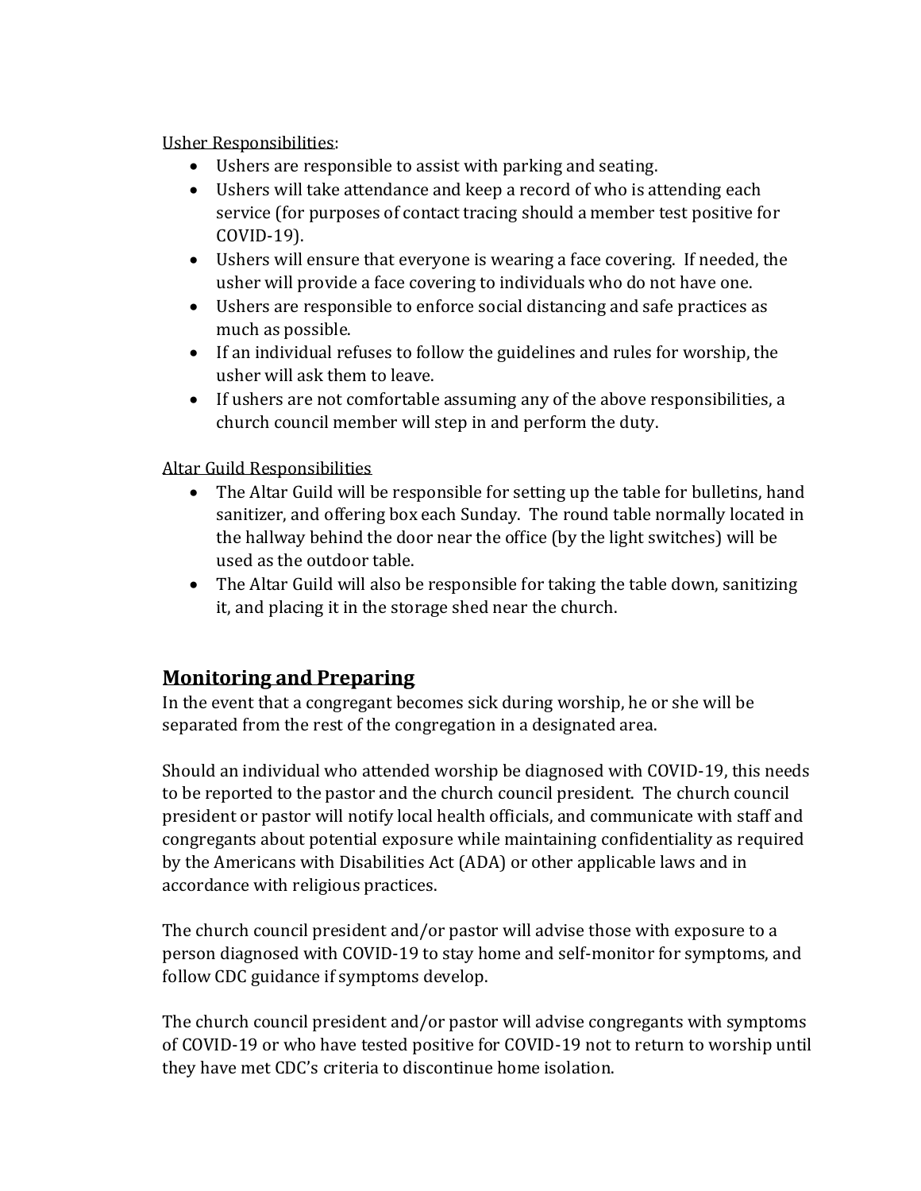Usher Responsibilities:

- Ushers are responsible to assist with parking and seating.
- Ushers will take attendance and keep a record of who is attending each service (for purposes of contact tracing should a member test positive for COVID-19).
- Ushers will ensure that everyone is wearing a face covering. If needed, the usher will provide a face covering to individuals who do not have one.
- Ushers are responsible to enforce social distancing and safe practices as much as possible.
- If an individual refuses to follow the guidelines and rules for worship, the usher will ask them to leave.
- If ushers are not comfortable assuming any of the above responsibilities, a church council member will step in and perform the duty.

Altar Guild Responsibilities

- The Altar Guild will be responsible for setting up the table for bulletins, hand sanitizer, and offering box each Sunday. The round table normally located in the hallway behind the door near the office (by the light switches) will be used as the outdoor table.
- The Altar Guild will also be responsible for taking the table down, sanitizing it, and placing it in the storage shed near the church.

## Monitoring and Preparing

In the event that a congregant becomes sick during worship, he or she will be separated from the rest of the congregation in a designated area.

Should an individual who attended worship be diagnosed with COVID-19, this needs to be reported to the pastor and the church council president. The church council president or pastor will notify local health officials, and communicate with staff and congregants about potential exposure while maintaining confidentiality as required by the Americans with Disabilities Act (ADA) or other applicable laws and in accordance with religious practices.

The church council president and/or pastor will advise those with exposure to a person diagnosed with COVID-19 to stay home and self-monitor for symptoms, and follow CDC guidance if symptoms develop.

The church council president and/or pastor will advise congregants with symptoms of COVID-19 or who have tested positive for COVID-19 not to return to worship until they have met CDC's criteria to discontinue home isolation.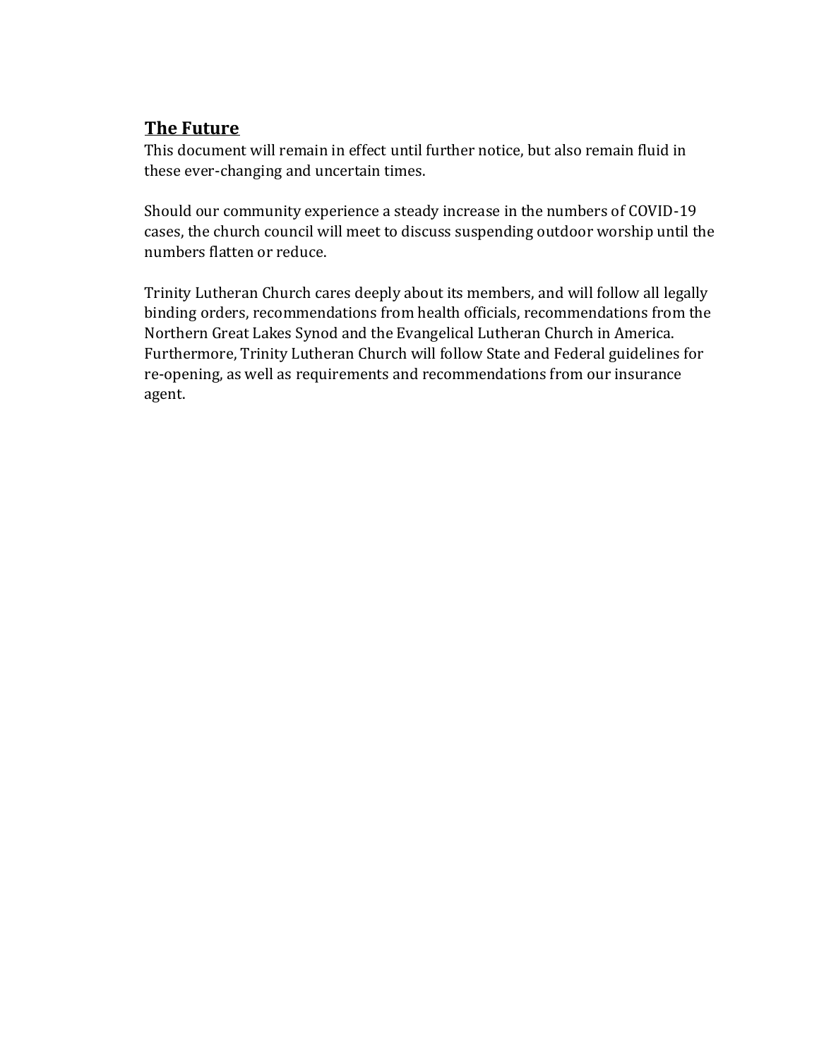## **The Future**

This document will remain in effect until further notice, but also remain fluid in these ever-changing and uncertain times.

Should our community experience a steady increase in the numbers of COVID-19 cases, the church council will meet to discuss suspending outdoor worship until the numbers flatten or reduce.

Trinity Lutheran Church cares deeply about its members, and will follow all legally binding orders, recommendations from health officials, recommendations from the Northern Great Lakes Synod and the Evangelical Lutheran Church in America. Furthermore, Trinity Lutheran Church will follow State and Federal guidelines for re-opening, as well as requirements and recommendations from our insurance agent.